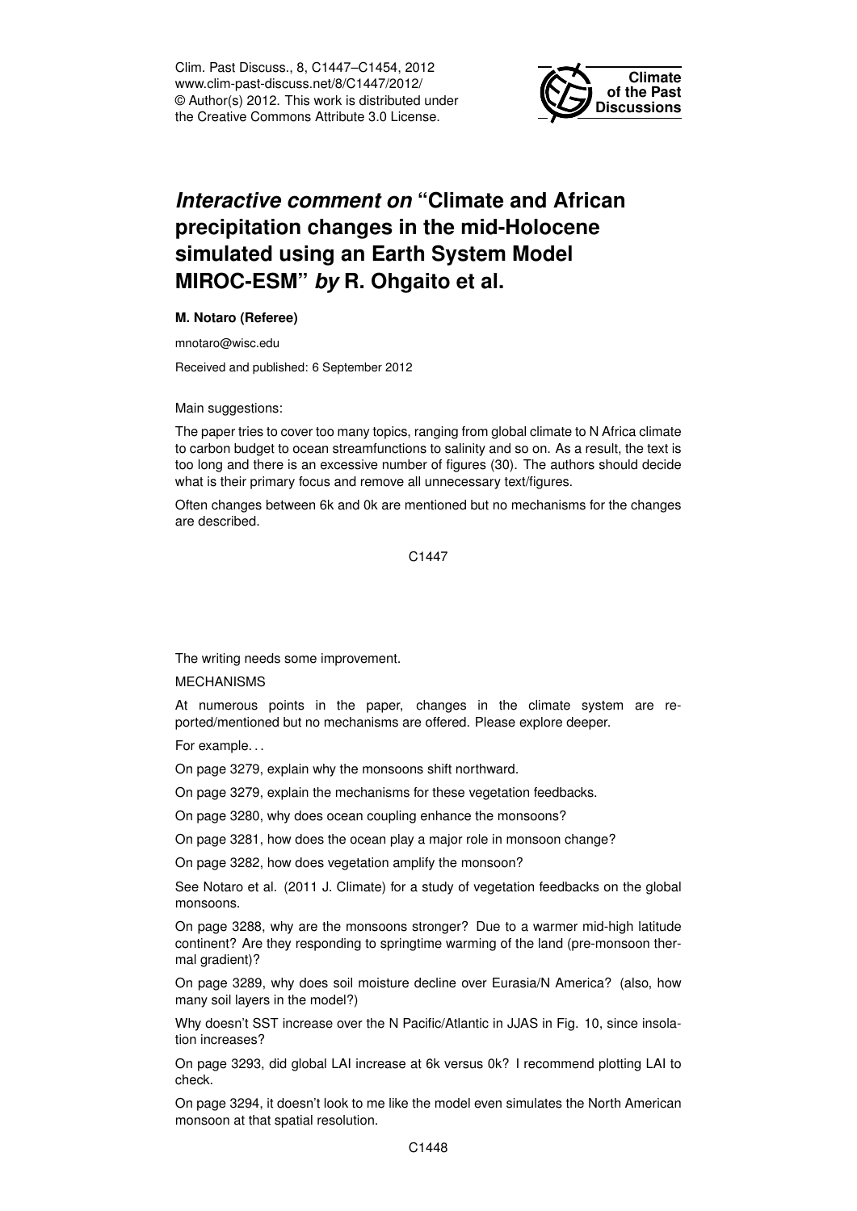# *Interactive comment on* "Climate and African precipitation changes in the mid-Holocene simulated using an Earth System Model MIROC-ESM" *by* R. Ohgaito et al.

**M. Notaro (Referee)**

mnotaro@wisc.edu

Received and published: 6 September 2012

Main suggestions:

The paper tries to cover too many topics, ranging from global climate to N Africa climate to carbon budget to ocean streamfunctions to salinity and so on. As a result, the text is too long and there is an excessive number of figures (30). The authors should decide what is their primary focus and remove all unnecessary text/figures.

Often changes between 6k and 0k are mentioned but no mechanisms for the changes are described.

The writing needs some improvement.

MECHANISMS

At numerous points in the paper, changes in the climate system are reported/mentioned but no mechanisms are offered. Please explore deeper.

For example...

On page 3279, explain why the monsoons shift northward.

On page 3279, explain the mechanisms for these vegetation feedbacks.

On page 3280, why does ocean coupling enhance the monsoons?

On page 3281, how does the ocean play a major role in monsoon change?

On page 3282, how does vegetation amplify the monsoon?

See Notaro et al. (2011 J. Climate) for a study of vegetation feedbacks on the global monsoons.

On page 3288, why are the monsoons stronger? Due to a warmer mid-high latitude continent? Are they responding to springtime warming of the land (pre-monsoon thermal gradient)?

On page 3289, why does soil moisture decline over Eurasia/N America? (also, how many soil layers in the model?)

Why doesn't SST increase over the N Pacific/Atlantic in JJAS in Fig. 10, since insolation increases?

On page 3293, did global LAI increase at 6k versus 0k? I recommend plotting LAI to check.

On page 3294, it doesn't look to me like the model even simulates the North American monsoon at that spatial resolution.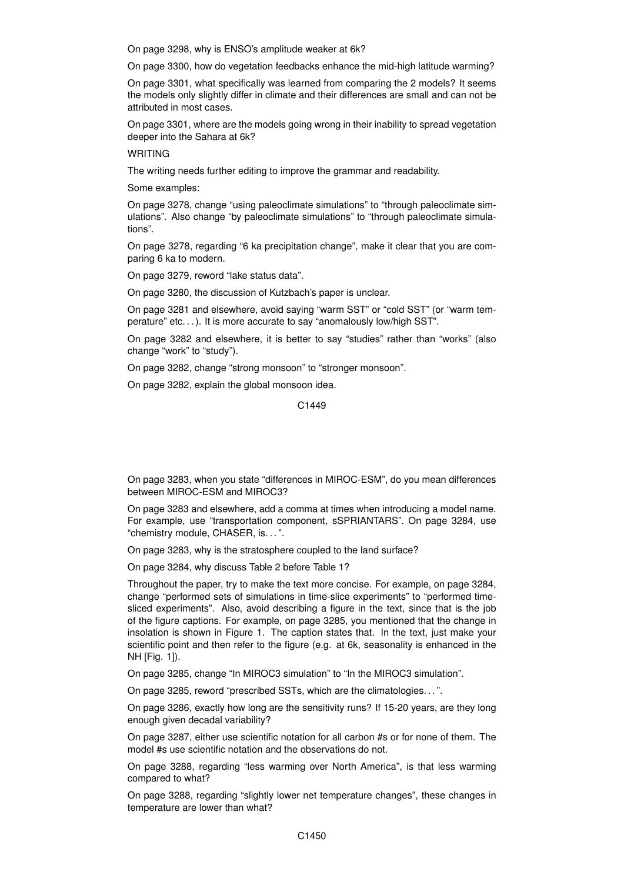On page 3298, why is ENSO's amplitude weaker at 6k?

On page 3300, how do vegetation feedbacks enhance the mid-high latitude warming?

On page 3301, what specifically was learned from comparing the 2 models? It seems the models only slightly differ in climate and their differences are small and can not be attributed in most cases.

On page 3301, where are the models going wrong in their inability to spread vegetation deeper into the Sahara at 6k?

WRITING

The writing needs further editing to improve the grammar and readability.

Some examples:

On page 3278, change "using paleoclimate simulations" to "through paleoclimate simulations". Also change "by paleoclimate simulations" to "through paleoclimate simulations".

On page 3278, regarding "6 ka precipitation change", make it clear that you are comparing 6 ka to modern.

On page 3279, reword "lake status data".

On page 3280, the discussion of Kutzbach's paper is unclear.

On page 3281 and elsewhere, avoid saying "warm SST" or "cold SST" (or "warm temperature" etc. . . ). It is more accurate to say "anomalously low/high SST".

On page 3282 and elsewhere, it is better to say "studies" rather than "works" (also change "work" to "study").

On page 3282, change "strong monsoon" to "stronger monsoon".

On page 3282, explain the global monsoon idea.

On page 3283, when you state "differences in MIROC-ESM", do you mean differences between MIROC-ESM and MIROC3?

On page 3283 and elsewhere, add a comma at times when introducing a model name. For example, use "transportation component, sSPRIANTARS". On page 3284, use "chemistry module, CHASER, is. . . ".

On page 3283, why is the stratosphere coupled to the land surface?

On page 3284, why discuss Table 2 before Table 1?

Throughout the paper, try to make the text more concise. For example, on page 3284, change "performed sets of simulations in time-slice experiments" to "performed time-sliced experiments". Also, avoid describing a figure in the text, since that is the job of the figure captions. For example, on page 3285, you mentioned that the change in insolation is shown in Figure 1. The caption states that. In the text, just make your scientific point and then refer to the figure (e.g. at 6k, seasonality is enhanced in the NH [Fig. 1]).

On page 3285, change "In MIROC3 simulation" to "In the MIROC3 simulation".

On page 3285, reword "prescribed SSTs, which are the climatologies. . . ".

On page 3286, exactly how long are the sensitivity runs? If 15-20 years, are they long enough given decadal variability?

On page 3287, either use scientific notation for all carbon #s or for none of them. The model #s use scientific notation and the observations do not.

On page 3288, regarding "less warming over North America", is that less warming compared to what?

On page 3288, regarding "slightly lower net temperature changes", these changes in temperature are lower than what?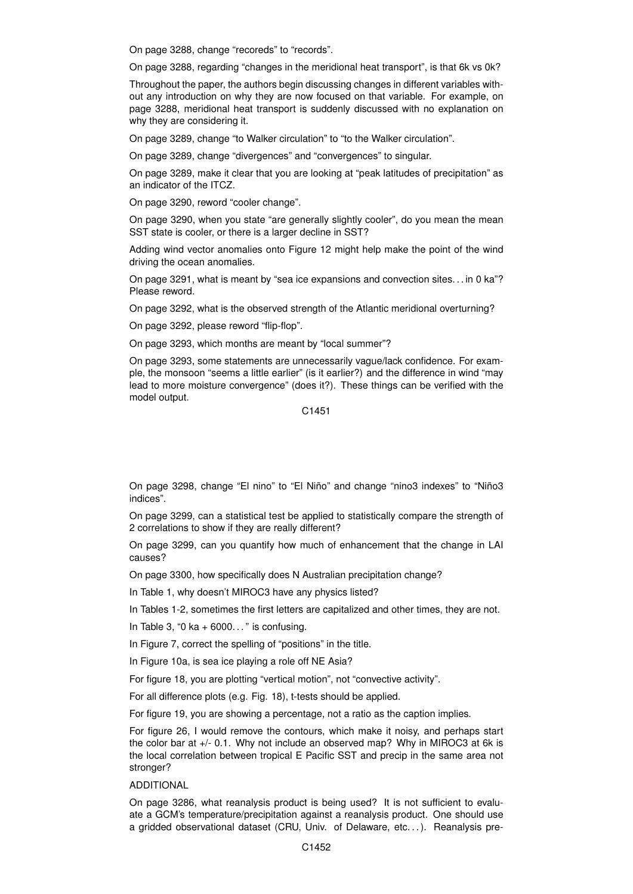On page 3288, change "recoreds" to "records".

On page 3288, regarding "changes in the meridional heat transport", is that 6k vs 0k?

Throughout the paper, the authors begin discussing changes in different variables without any introduction on why they are now focused on that variable. For example, on page 3288, meridional heat transport is suddenly discussed with no explanation on why they are considering it.

On page 3289, change "to Walker circulation" to "to the Walker circulation".

On page 3289, change "divergences" and "convergences" to singular.

On page 3289, make it clear that you are looking at "peak latitudes of precipitation" as an indicator of the ITCZ.

On page 3290, reword "cooler change".

On page 3290, when you state "are generally slightly cooler", do you mean the mean SST state is cooler, or there is a larger decline in SST?

Adding wind vector anomalies onto Figure 12 might help make the point of the wind driving the ocean anomalies.

On page 3291, what is meant by "sea ice expansions and convection sites... in 0 ka"? Please reword.

On page 3292, what is the observed strength of the Atlantic meridional overturning?

On page 3292, please reword "flip-flop".

On page 3293, which months are meant by "local summer"?

On page 3293, some statements are unnecessarily vague/lack confidence. For example, the monsoon "seems a little earlier" (is it earlier?) and the difference in wind "may lead to more moisture convergence" (does it?). These things can be verified with the model output.

On page 3298, change "El nino" to "El Niño" and change "nino3 indexes" to "Niño3 indices".

On page 3299, can a statistical test be applied to statistically compare the strength of 2 correlations to show if they are really different?

On page 3299, can you quantify how much of enhancement that the change in LAI causes?

On page 3300, how specifically does N Australian precipitation change?

In Table 1, why doesn't MIROC3 have any physics listed?

In Tables 1-2, sometimes the first letters are capitalized and other times, they are not.

In Table 3, "0 ka + 6000..." is confusing.

In Figure 7, correct the spelling of "positions" in the title.

In Figure 10a, is sea ice playing a role off NE Asia?

For figure 18, you are plotting "vertical motion", not "convective activity".

For all difference plots (e.g. Fig. 18), t-tests should be applied.

For figure 19, you are showing a percentage, not a ratio as the caption implies.

For figure 26, I would remove the contours, which make it noisy, and perhaps start the color bar at +/- 0.1. Why not include an observed map? Why in MIROC3 at 6k is the local correlation between tropical E Pacific SST and precip in the same area not stronger?

ADDITIONAL

On page 3286, what reanalysis product is being used? It is not sufficient to evaluate a GCM's temperature/precipitation against a reanalysis product. One should use a gridded observational dataset (CRU, Univ. of Delaware, etc...). Reanalysis pre-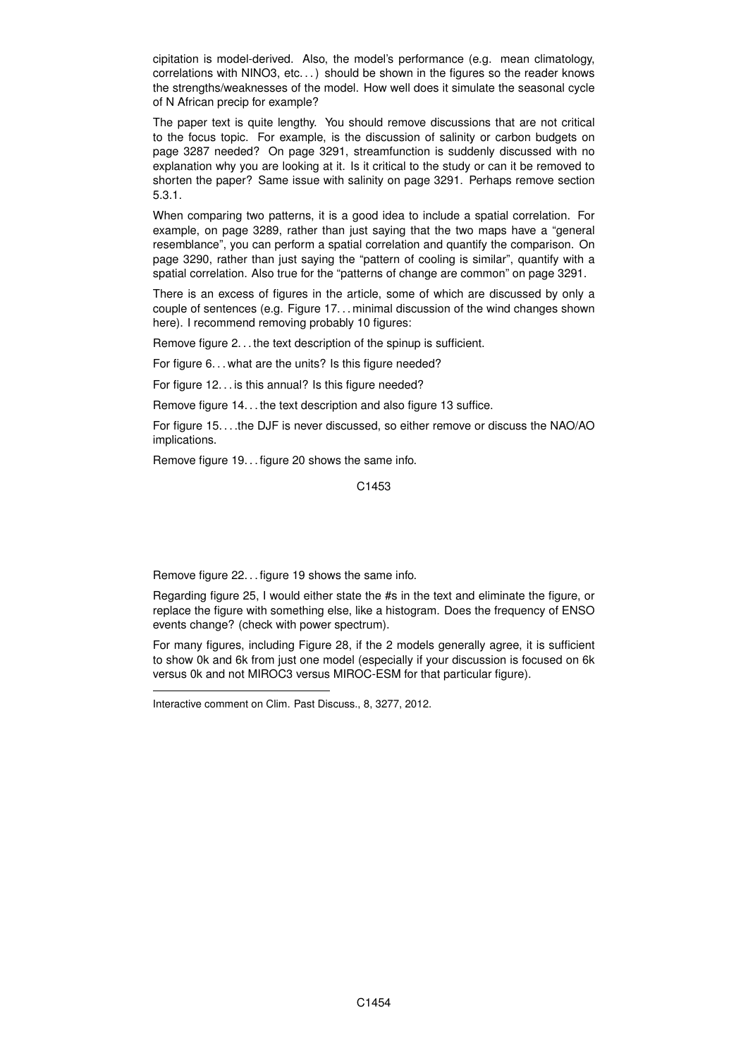cipitation is model-derived. Also, the model's performance (e.g. mean climatology, correlations with NINO3, etc. . . ) should be shown in the figures so the reader knows the strengths/weaknesses of the model. How well does it simulate the seasonal cycle of N African precip for example?

The paper text is quite lengthy. You should remove discussions that are not critical to the focus topic. For example, is the discussion of salinity or carbon budgets on page 3287 needed? On page 3291, streamfunction is suddenly discussed with no explanation why you are looking at it. Is it critical to the study or can it be removed to shorten the paper? Same issue with salinity on page 3291. Perhaps remove section 5.3.1.

When comparing two patterns, it is a good idea to include a spatial correlation. For example, on page 3289, rather than just saying that the two maps have a "general resemblance", you can perform a spatial correlation and quantify the comparison. On page 3290, rather than just saying the "pattern of cooling is similar", quantify with a spatial correlation. Also true for the "patterns of change are common" on page 3291.

There is an excess of figures in the article, some of which are discussed by only a couple of sentences (e.g. Figure 17. . . minimal discussion of the wind changes shown here). I recommend removing probably 10 figures:

Remove figure 2. . . the text description of the spinup is sufficient.

For figure 6. . . what are the units? Is this figure needed?

For figure 12. . . is this annual? Is this figure needed?

Remove figure 14. . . the text description and also figure 13 suffice.

For figure 15. . . .the DJF is never discussed, so either remove or discuss the NAO/AO implications.

Remove figure 19. . . figure 20 shows the same info.

Remove figure 22. . . figure 19 shows the same info.

Regarding figure 25, I would either state the #s in the text and eliminate the figure, or replace the figure with something else, like a histogram. Does the frequency of ENSO events change? (check with power spectrum).

For many figures, including Figure 28, if the 2 models generally agree, it is sufficient to show 0k and 6k from just one model (especially if your discussion is focused on 6k versus 0k and not MIROC3 versus MIROC-ESM for that particular figure).

---

Interactive comment on Clim. Past Discuss., 8, 3277, 2012.